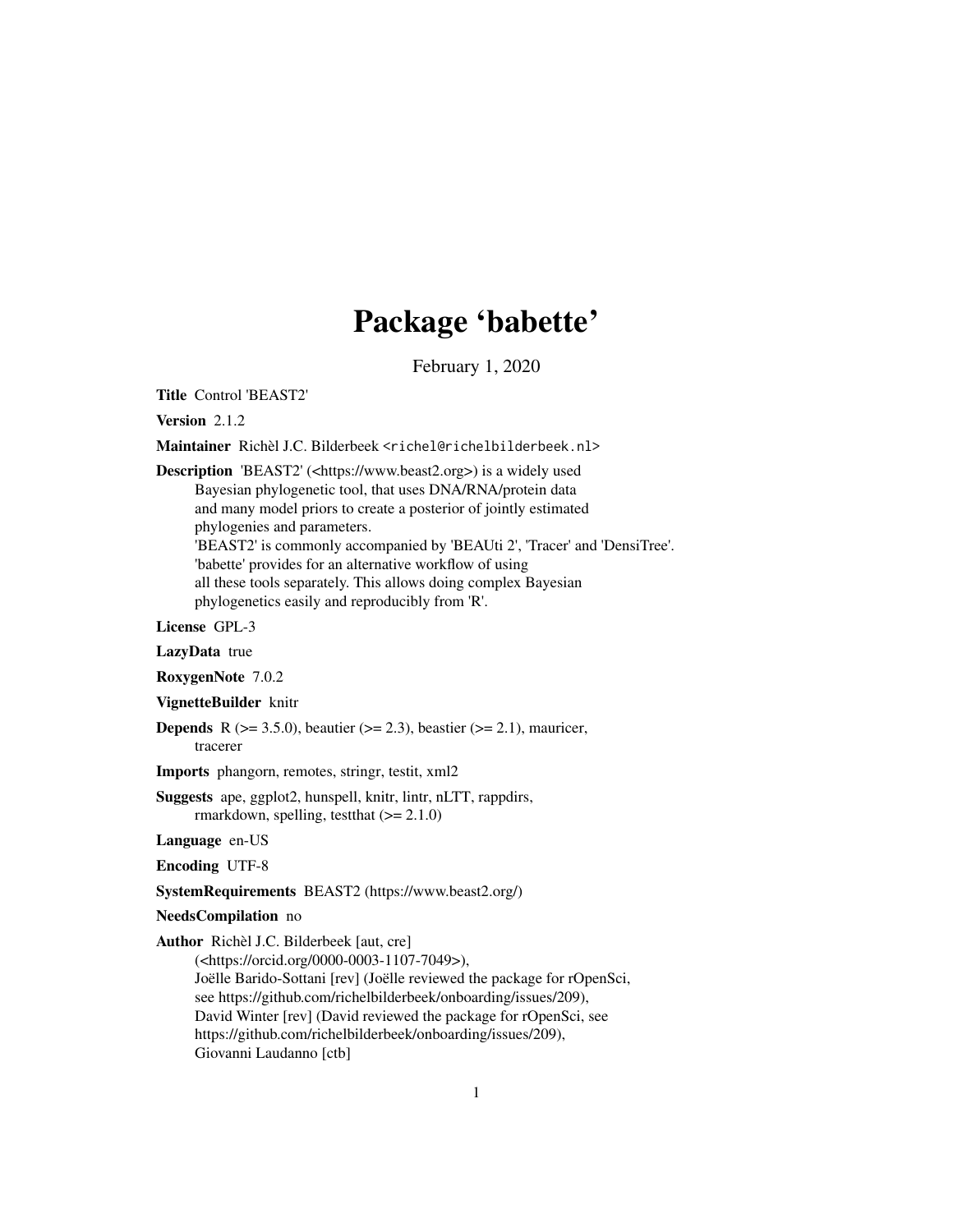# Package 'babette'

February 1, 2020

**Title** Control 'BEAST2'

**Version** 2.1.2

**Maintainer** Richèl J.C. Bilderbeek <richel@richelbilderbeek.nl>

**Description** 'BEAST2' (<https://www.beast2.org>) is a widely used Bayesian phylogenetic tool, that uses DNA/RNA/protein data and many model priors to create a posterior of jointly estimated phylogenies and parameters.
'BEAST2' is commonly accompanied by 'BEAUti 2', 'Tracer' and 'DensiTree'.
'babette' provides for an alternative workflow of using all these tools separately. This allows doing complex Bayesian phylogenetics easily and reproducibly from 'R'.

**License** GPL-3

**LazyData** true

**RoxygenNote** 7.0.2

**VignetteBuilder** knitr

**Depends** R (>= 3.5.0), beautier (>= 2.3), beastier (>= 2.1), mauricer, tracerer

**Imports** phangorn, remotes, stringr, testit, xml2

**Suggests** ape, ggplot2, hunspell, knitr, lintr, nLTT, rappdirs, rmarkdown, spelling, testthat (>= 2.1.0)

**Language** en-US

**Encoding** UTF-8

**SystemRequirements** BEAST2 (https://www.beast2.org/)

**NeedsCompilation** no

**Author** Richèl J.C. Bilderbeek [aut, cre] (<https://orcid.org/0000-0003-1107-7049>),
Joëlle Barido-Sottani [rev] (Joëlle reviewed the package for rOpenSci, see https://github.com/richelbilderbeek/onboarding/issues/209),
David Winter [rev] (David reviewed the package for rOpenSci, see https://github.com/richelbilderbeek/onboarding/issues/209),
Giovanni Laudanno [ctb]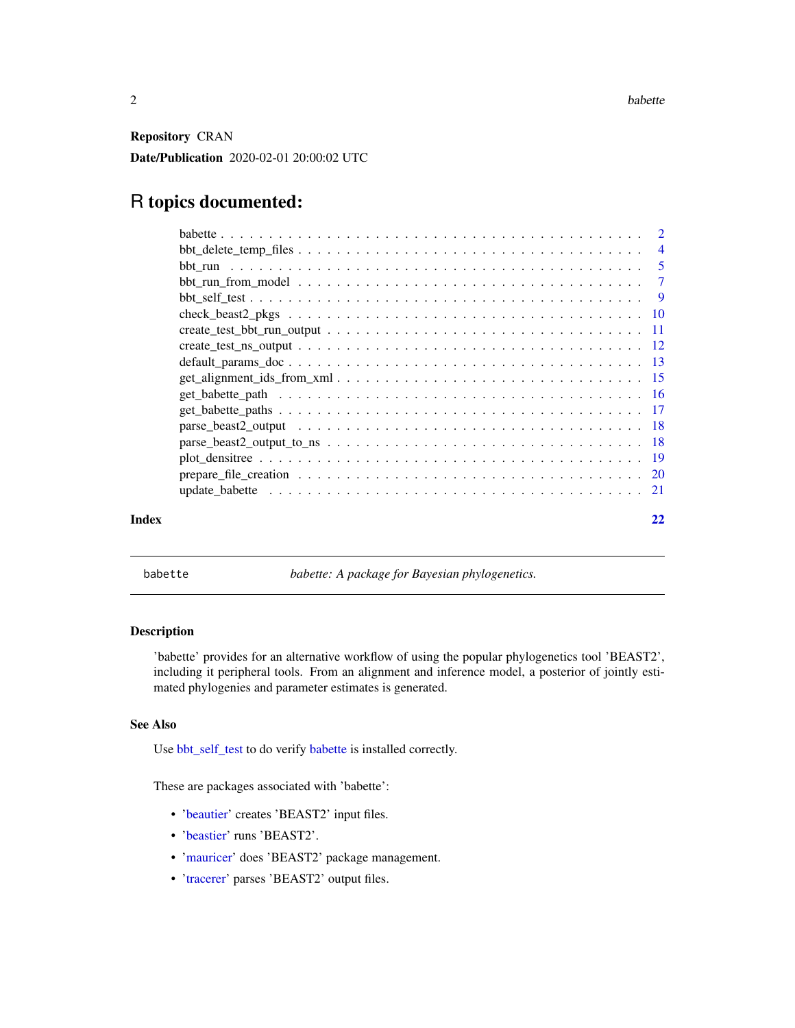**Repository** CRAN

**Date/Publication** 2020-02-01 20:00:02 UTC

# R topics documented:

- babette . . . . . . . . . . . . . . . . . . . . . . . . . . . . . . . . . . . . . . . . . 2
- bbt_delete_temp_files . . . . . . . . . . . . . . . . . . . . . . . . . . . . . . . . . 4
- bbt_run . . . . . . . . . . . . . . . . . . . . . . . . . . . . . . . . . . . . . . . . . 5
- bbt_run_from_model . . . . . . . . . . . . . . . . . . . . . . . . . . . . . . . . . . 7
- bbt_self_test . . . . . . . . . . . . . . . . . . . . . . . . . . . . . . . . . . . . . . 9
- check_beast2_pkgs . . . . . . . . . . . . . . . . . . . . . . . . . . . . . . . . . . 10
- create_test_bbt_run_output . . . . . . . . . . . . . . . . . . . . . . . . . . . . . . 11
- create_test_ns_output . . . . . . . . . . . . . . . . . . . . . . . . . . . . . . . . . 12
- default_params_doc . . . . . . . . . . . . . . . . . . . . . . . . . . . . . . . . . . 13
- get_alignment_ids_from_xml . . . . . . . . . . . . . . . . . . . . . . . . . . . . . 15
- get_babette_path . . . . . . . . . . . . . . . . . . . . . . . . . . . . . . . . . . . 16
- get_babette_paths . . . . . . . . . . . . . . . . . . . . . . . . . . . . . . . . . . . 17
- parse_beast2_output . . . . . . . . . . . . . . . . . . . . . . . . . . . . . . . . . 18
- parse_beast2_output_to_ns . . . . . . . . . . . . . . . . . . . . . . . . . . . . . . 18
- plot_densitree . . . . . . . . . . . . . . . . . . . . . . . . . . . . . . . . . . . . . 19
- prepare_file_creation . . . . . . . . . . . . . . . . . . . . . . . . . . . . . . . . . 20
- update_babette . . . . . . . . . . . . . . . . . . . . . . . . . . . . . . . . . . . . . 21

**Index** 22

---

`babette` *babette: A package for Bayesian phylogenetics.*

---

### Description

'babette' provides for an alternative workflow of using the popular phylogenetics tool 'BEAST2', including it peripheral tools. From an alignment and inference model, a posterior of jointly estimated phylogenies and parameter estimates is generated.

### See Also

Use bbt_self_test to do verify babette is installed correctly.

These are packages associated with 'babette':

- 'beautier' creates 'BEAST2' input files.
- 'beastier' runs 'BEAST2'.
- 'mauricer' does 'BEAST2' package management.
- 'tracerer' parses 'BEAST2' output files.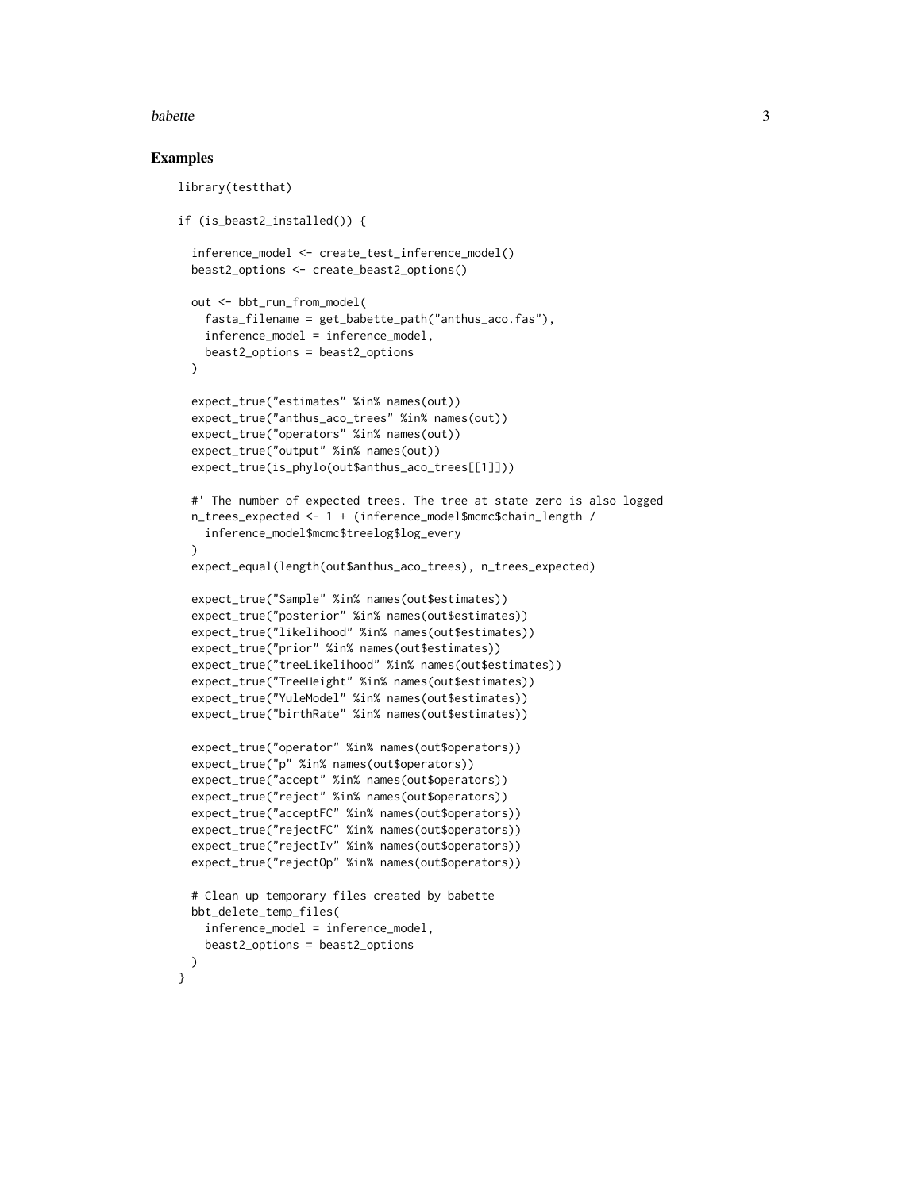## Examples

```
library(testthat)

if (is_beast2_installed()) {

  inference_model <- create_test_inference_model()
  beast2_options <- create_beast2_options()

  out <- bbt_run_from_model(
    fasta_filename = get_babette_path("anthus_aco.fas"),
    inference_model = inference_model,
    beast2_options = beast2_options
  )

  expect_true("estimates" %in% names(out))
  expect_true("anthus_aco_trees" %in% names(out))
  expect_true("operators" %in% names(out))
  expect_true("output" %in% names(out))
  expect_true(is_phylo(out$anthus_aco_trees[[1]]))

  #' The number of expected trees. The tree at state zero is also logged
  n_trees_expected <- 1 + (inference_model$mcmc$chain_length /
    inference_model$mcmc$treelog$log_every
  )
  expect_equal(length(out$anthus_aco_trees), n_trees_expected)

  expect_true("Sample" %in% names(out$estimates))
  expect_true("posterior" %in% names(out$estimates))
  expect_true("likelihood" %in% names(out$estimates))
  expect_true("prior" %in% names(out$estimates))
  expect_true("treeLikelihood" %in% names(out$estimates))
  expect_true("TreeHeight" %in% names(out$estimates))
  expect_true("YuleModel" %in% names(out$estimates))
  expect_true("birthRate" %in% names(out$estimates))

  expect_true("operator" %in% names(out$operators))
  expect_true("p" %in% names(out$operators))
  expect_true("accept" %in% names(out$operators))
  expect_true("reject" %in% names(out$operators))
  expect_true("acceptFC" %in% names(out$operators))
  expect_true("rejectFC" %in% names(out$operators))
  expect_true("rejectIv" %in% names(out$operators))
  expect_true("rejectOp" %in% names(out$operators))

  # Clean up temporary files created by babette
  bbt_delete_temp_files(
    inference_model = inference_model,
    beast2_options = beast2_options
  )
}
```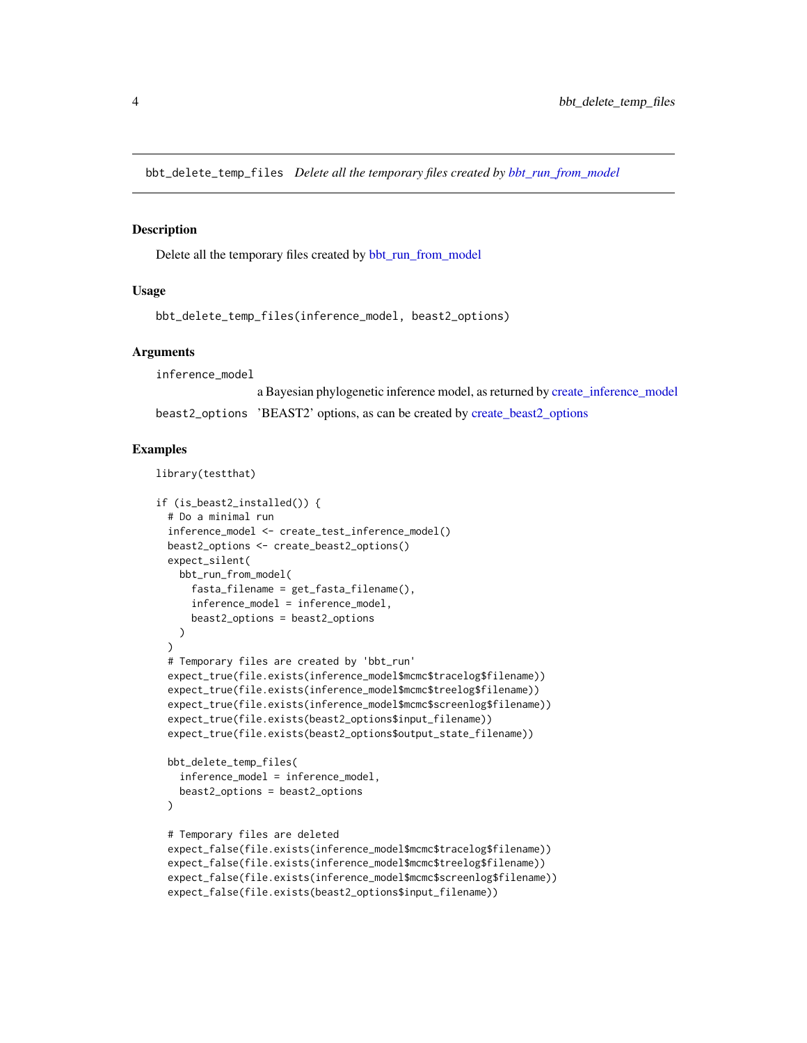## bbt_delete_temp_files *Delete all the temporary files created by bbt_run_from_model*

### Description

Delete all the temporary files created by bbt_run_from_model

### Usage

```
bbt_delete_temp_files(inference_model, beast2_options)
```

### Arguments

| | |
|---|---|
| inference_model | a Bayesian phylogenetic inference model, as returned by create_inference_model |
| beast2_options | 'BEAST2' options, as can be created by create_beast2_options |

### Examples

```
library(testthat)

if (is_beast2_installed()) {
  # Do a minimal run
  inference_model <- create_test_inference_model()
  beast2_options <- create_beast2_options()
  expect_silent(
    bbt_run_from_model(
      fasta_filename = get_fasta_filename(),
      inference_model = inference_model,
      beast2_options = beast2_options
    )
  )
  # Temporary files are created by 'bbt_run'
  expect_true(file.exists(inference_model$mcmc$tracelog$filename))
  expect_true(file.exists(inference_model$mcmc$treelog$filename))
  expect_true(file.exists(inference_model$mcmc$screenlog$filename))
  expect_true(file.exists(beast2_options$input_filename))
  expect_true(file.exists(beast2_options$output_state_filename))

  bbt_delete_temp_files(
    inference_model = inference_model,
    beast2_options = beast2_options
  )

  # Temporary files are deleted
  expect_false(file.exists(inference_model$mcmc$tracelog$filename))
  expect_false(file.exists(inference_model$mcmc$treelog$filename))
  expect_false(file.exists(inference_model$mcmc$screenlog$filename))
  expect_false(file.exists(beast2_options$input_filename))
```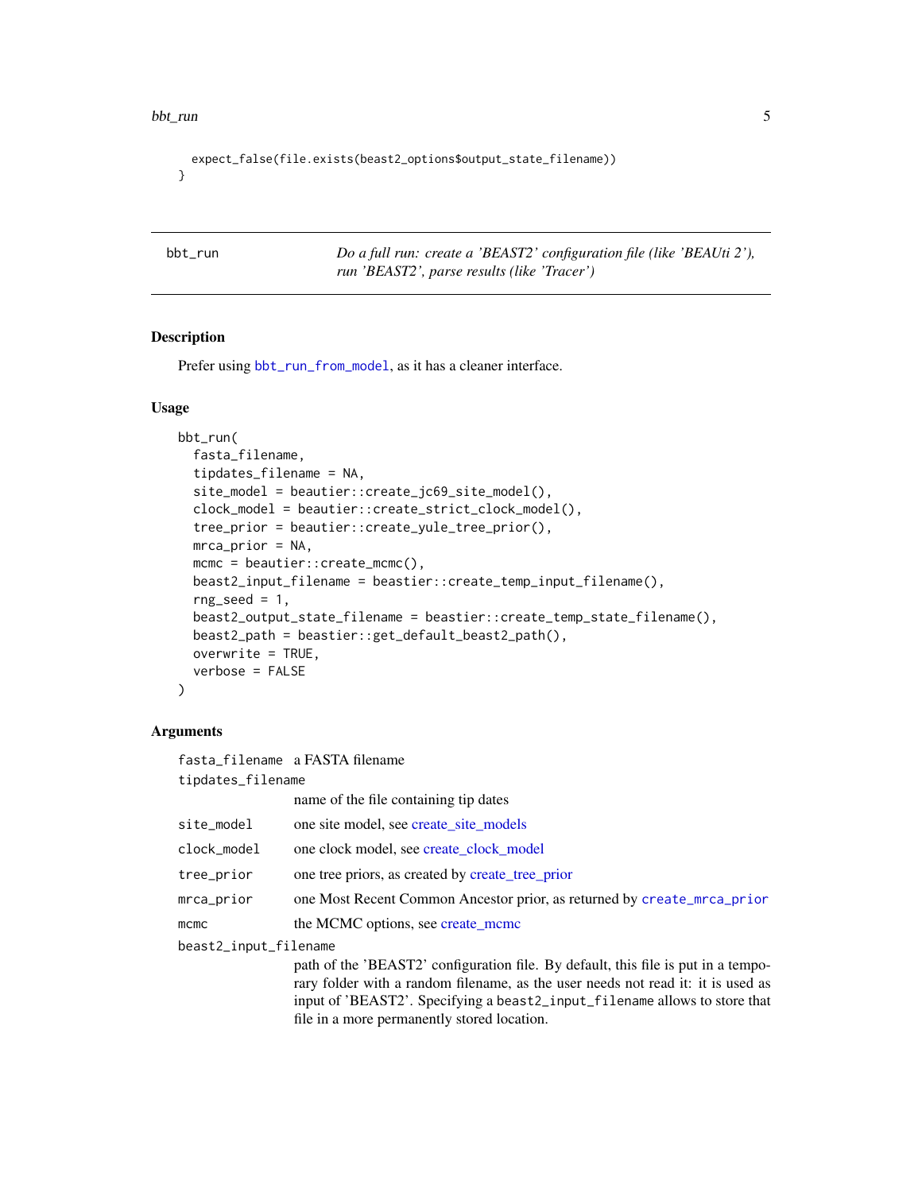```
  expect_false(file.exists(beast2_options$output_state_filename))
}
```

## bbt_run *Do a full run: create a 'BEAST2' configuration file (like 'BEAUti 2'), run 'BEAST2', parse results (like 'Tracer')*

### Description

Prefer using bbt_run_from_model, as it has a cleaner interface.

### Usage

```
bbt_run(
  fasta_filename,
  tipdates_filename = NA,
  site_model = beautier::create_jc69_site_model(),
  clock_model = beautier::create_strict_clock_model(),
  tree_prior = beautier::create_yule_tree_prior(),
  mrca_prior = NA,
  mcmc = beautier::create_mcmc(),
  beast2_input_filename = beastier::create_temp_input_filename(),
  rng_seed = 1,
  beast2_output_state_filename = beastier::create_temp_state_filename(),
  beast2_path = beastier::get_default_beast2_path(),
  overwrite = TRUE,
  verbose = FALSE
)
```

### Arguments

| | |
|---|---|
| `fasta_filename` | a FASTA filename |
| `tipdates_filename` | name of the file containing tip dates |
| `site_model` | one site model, see create_site_models |
| `clock_model` | one clock model, see create_clock_model |
| `tree_prior` | one tree priors, as created by create_tree_prior |
| `mrca_prior` | one Most Recent Common Ancestor prior, as returned by create_mrca_prior |
| `mcmc` | the MCMC options, see create_mcmc |
| `beast2_input_filename` | path of the 'BEAST2' configuration file. By default, this file is put in a temporary folder with a random filename, as the user needs not read it: it is used as input of 'BEAST2'. Specifying a `beast2_input_filename` allows to store that file in a more permanently stored location. |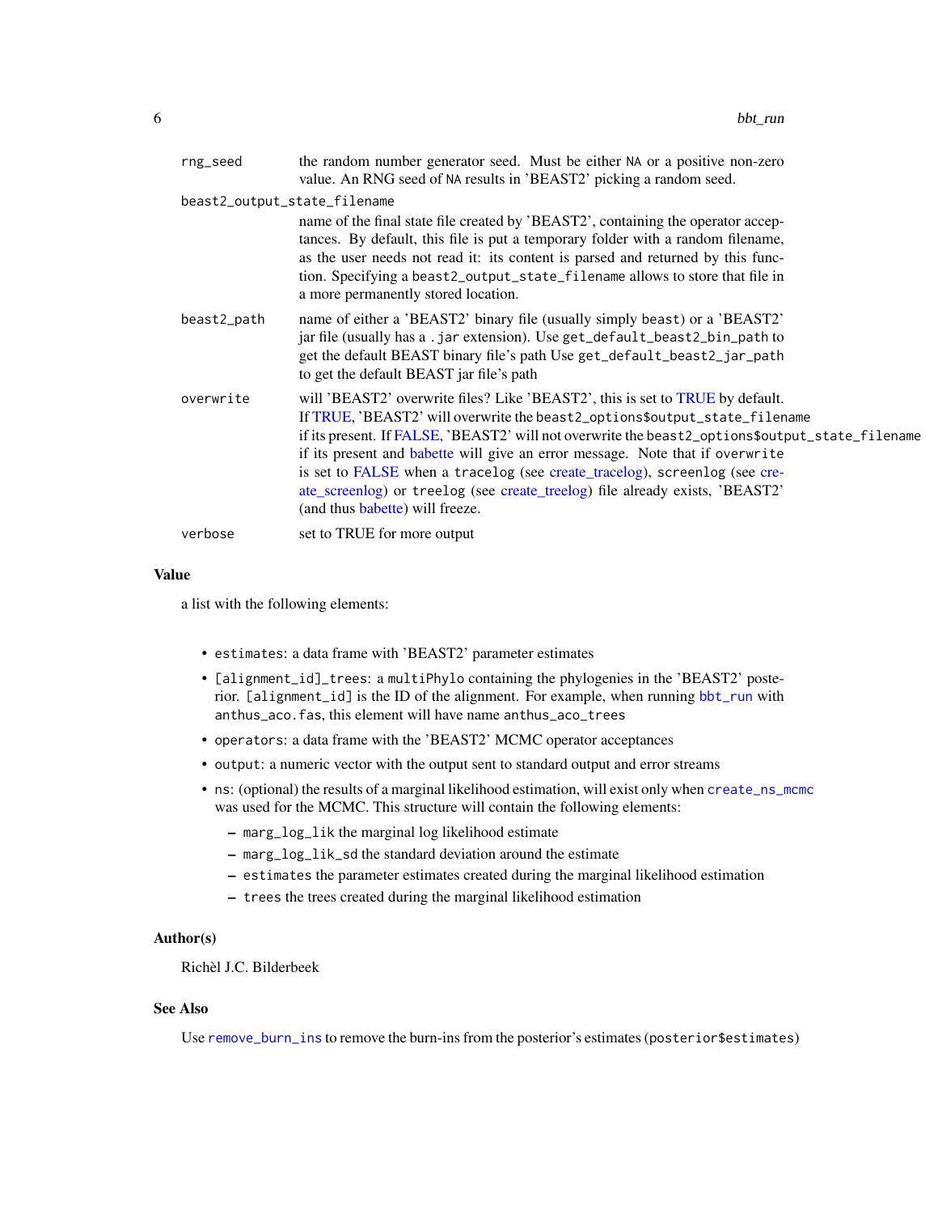rng_seed
: the random number generator seed. Must be either NA or a positive non-zero value. An RNG seed of NA results in 'BEAST2' picking a random seed.

beast2_output_state_filename
: name of the final state file created by 'BEAST2', containing the operator acceptances. By default, this file is put a temporary folder with a random filename, as the user needs not read it: its content is parsed and returned by this function. Specifying a beast2_output_state_filename allows to store that file in a more permanently stored location.

beast2_path
: name of either a 'BEAST2' binary file (usually simply beast) or a 'BEAST2' jar file (usually has a .jar extension). Use get_default_beast2_bin_path to get the default BEAST binary file's path Use get_default_beast2_jar_path to get the default BEAST jar file's path

overwrite
: will 'BEAST2' overwrite files? Like 'BEAST2', this is set to TRUE by default. If TRUE, 'BEAST2' will overwrite the beast2_options$output_state_filename if its present. If FALSE, 'BEAST2' will not overwrite the beast2_options$output_state_filename if its present and babette will give an error message. Note that if overwrite is set to FALSE when a tracelog (see create_tracelog), screenlog (see create_screenlog) or treelog (see create_treelog) file already exists, 'BEAST2' (and thus babette) will freeze.

verbose
: set to TRUE for more output

## Value

a list with the following elements:

- estimates: a data frame with 'BEAST2' parameter estimates
- [alignment_id]_trees: a multiPhylo containing the phylogenies in the 'BEAST2' posterior. [alignment_id] is the ID of the alignment. For example, when running bbt_run with anthus_aco.fas, this element will have name anthus_aco_trees
- operators: a data frame with the 'BEAST2' MCMC operator acceptances
- output: a numeric vector with the output sent to standard output and error streams
- ns: (optional) the results of a marginal likelihood estimation, will exist only when create_ns_mcmc was used for the MCMC. This structure will contain the following elements:
  - marg_log_lik the marginal log likelihood estimate
  - marg_log_lik_sd the standard deviation around the estimate
  - estimates the parameter estimates created during the marginal likelihood estimation
  - trees the trees created during the marginal likelihood estimation

## Author(s)

Richèl J.C. Bilderbeek

## See Also

Use remove_burn_ins to remove the burn-ins from the posterior's estimates (posterior$estimates)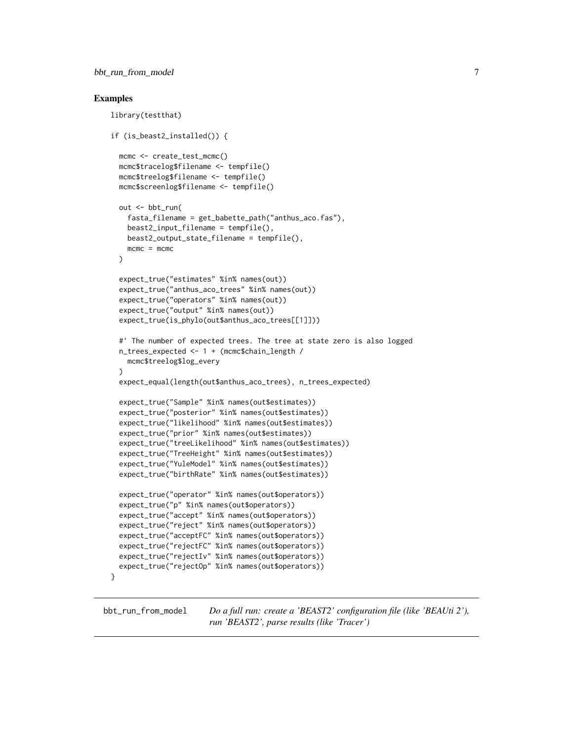## Examples

```
library(testthat)

if (is_beast2_installed()) {

  mcmc <- create_test_mcmc()
  mcmc$tracelog$filename <- tempfile()
  mcmc$treelog$filename <- tempfile()
  mcmc$screenlog$filename <- tempfile()

  out <- bbt_run(
    fasta_filename = get_babette_path("anthus_aco.fas"),
    beast2_input_filename = tempfile(),
    beast2_output_state_filename = tempfile(),
    mcmc = mcmc
  )

  expect_true("estimates" %in% names(out))
  expect_true("anthus_aco_trees" %in% names(out))
  expect_true("operators" %in% names(out))
  expect_true("output" %in% names(out))
  expect_true(is_phylo(out$anthus_aco_trees[[1]]))

  #' The number of expected trees. The tree at state zero is also logged
  n_trees_expected <- 1 + (mcmc$chain_length /
    mcmc$treelog$log_every
  )
  expect_equal(length(out$anthus_aco_trees), n_trees_expected)

  expect_true("Sample" %in% names(out$estimates))
  expect_true("posterior" %in% names(out$estimates))
  expect_true("likelihood" %in% names(out$estimates))
  expect_true("prior" %in% names(out$estimates))
  expect_true("treeLikelihood" %in% names(out$estimates))
  expect_true("TreeHeight" %in% names(out$estimates))
  expect_true("YuleModel" %in% names(out$estimates))
  expect_true("birthRate" %in% names(out$estimates))

  expect_true("operator" %in% names(out$operators))
  expect_true("p" %in% names(out$operators))
  expect_true("accept" %in% names(out$operators))
  expect_true("reject" %in% names(out$operators))
  expect_true("acceptFC" %in% names(out$operators))
  expect_true("rejectFC" %in% names(out$operators))
  expect_true("rejectIv" %in% names(out$operators))
  expect_true("rejectOp" %in% names(out$operators))
}
```

---

`bbt_run_from_model` *Do a full run: create a 'BEAST2' configuration file (like 'BEAUti 2'), run 'BEAST2', parse results (like 'Tracer')*

---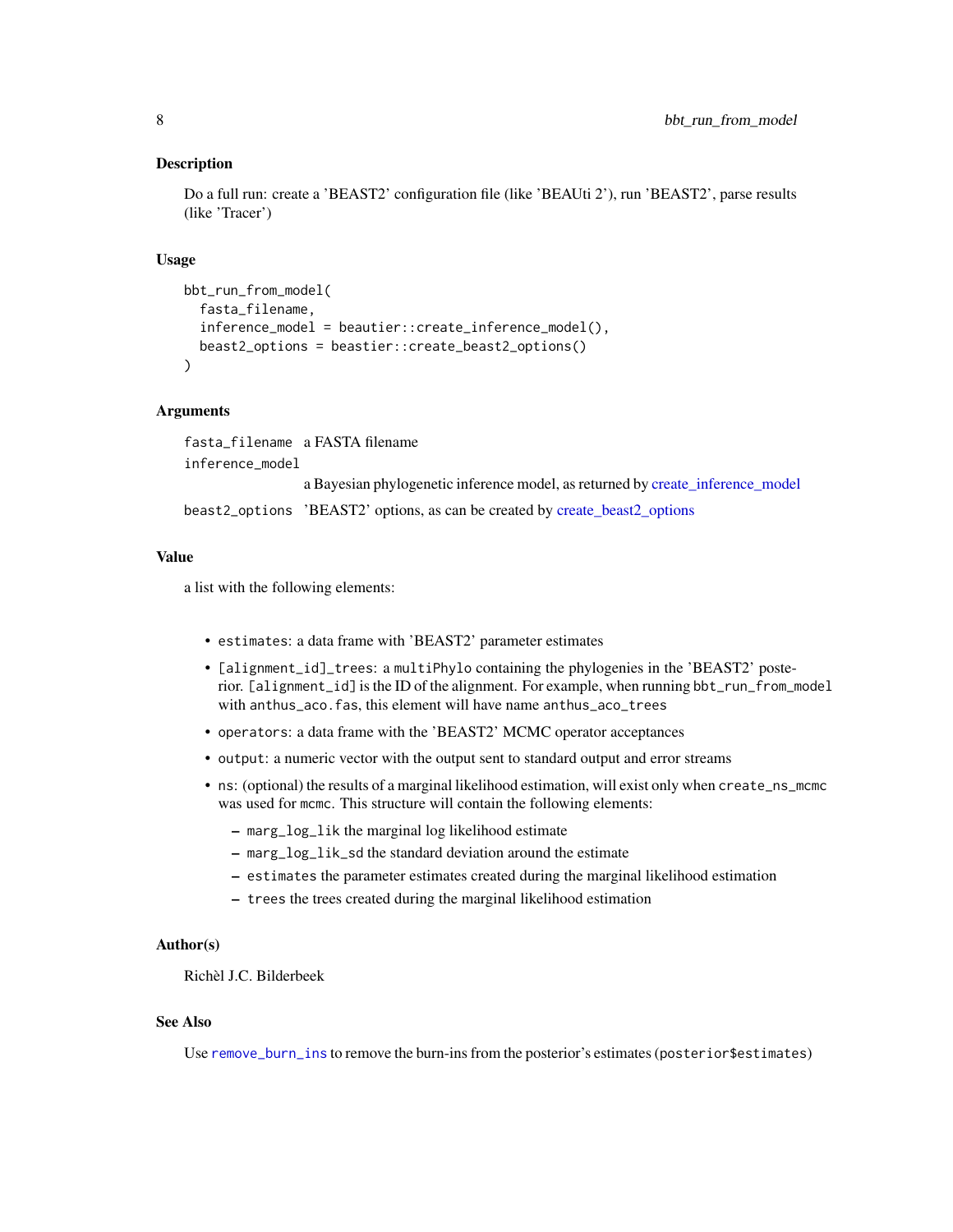## Description

Do a full run: create a 'BEAST2' configuration file (like 'BEAUti 2'), run 'BEAST2', parse results (like 'Tracer')

## Usage

```
bbt_run_from_model(
  fasta_filename,
  inference_model = beautier::create_inference_model(),
  beast2_options = beastier::create_beast2_options()
)
```

## Arguments

| | |
|---|---|
| `fasta_filename` | a FASTA filename |
| `inference_model` | a Bayesian phylogenetic inference model, as returned by create_inference_model |
| `beast2_options` | 'BEAST2' options, as can be created by create_beast2_options |

## Value

a list with the following elements:

- `estimates`: a data frame with 'BEAST2' parameter estimates
- `[alignment_id]_trees`: a `multiPhylo` containing the phylogenies in the 'BEAST2' posterior. `[alignment_id]` is the ID of the alignment. For example, when running `bbt_run_from_model` with `anthus_aco.fas`, this element will have name `anthus_aco_trees`
- `operators`: a data frame with the 'BEAST2' MCMC operator acceptances
- `output`: a numeric vector with the output sent to standard output and error streams
- `ns`: (optional) the results of a marginal likelihood estimation, will exist only when `create_ns_mcmc` was used for `mcmc`. This structure will contain the following elements:
  - `marg_log_lik` the marginal log likelihood estimate
  - `marg_log_lik_sd` the standard deviation around the estimate
  - `estimates` the parameter estimates created during the marginal likelihood estimation
  - `trees` the trees created during the marginal likelihood estimation

## Author(s)

Richèl J.C. Bilderbeek

## See Also

Use `remove_burn_ins` to remove the burn-ins from the posterior's estimates (`posterior$estimates`)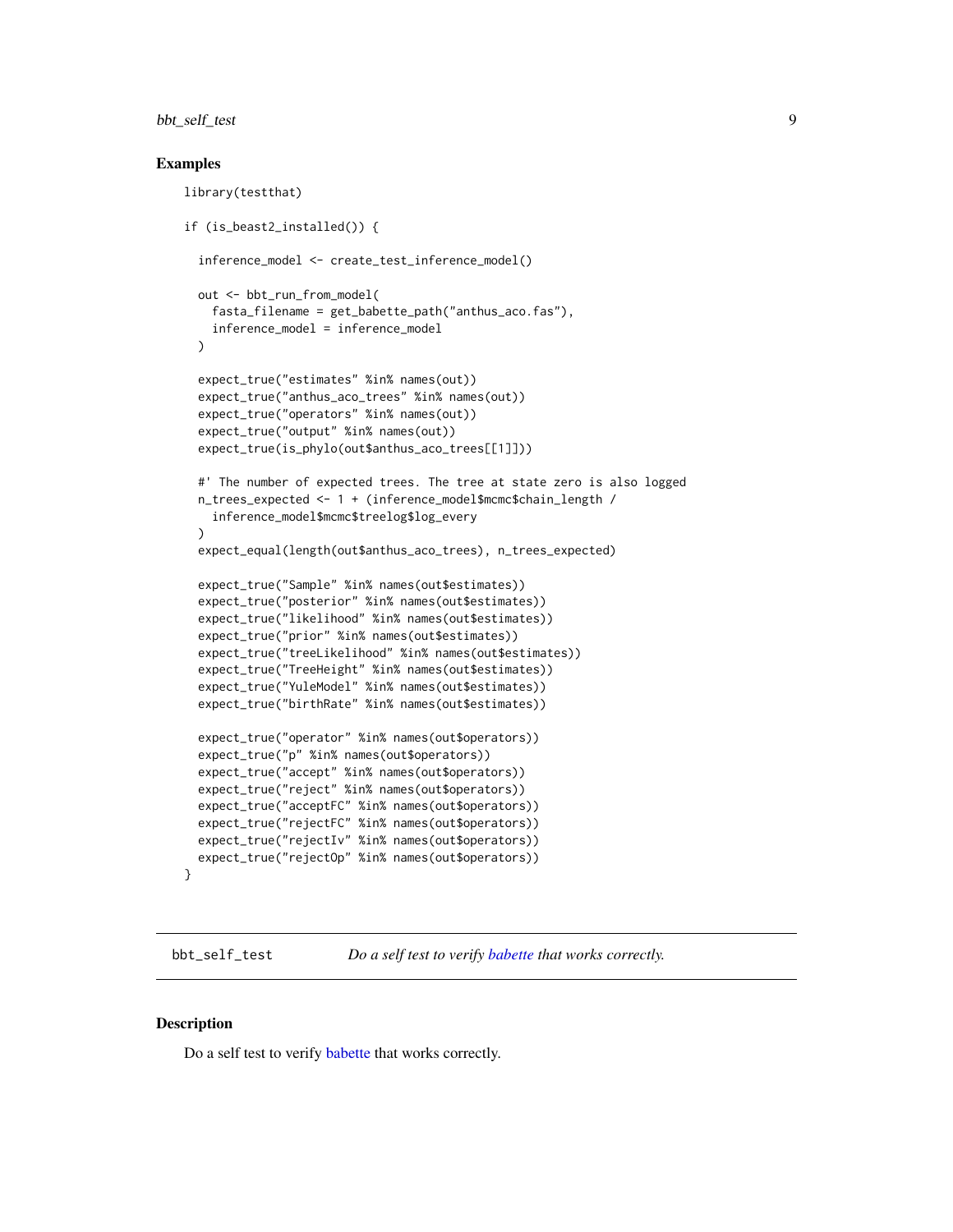## Examples

```
library(testthat)

if (is_beast2_installed()) {

  inference_model <- create_test_inference_model()

  out <- bbt_run_from_model(
    fasta_filename = get_babette_path("anthus_aco.fas"),
    inference_model = inference_model
  )

  expect_true("estimates" %in% names(out))
  expect_true("anthus_aco_trees" %in% names(out))
  expect_true("operators" %in% names(out))
  expect_true("output" %in% names(out))
  expect_true(is_phylo(out$anthus_aco_trees[[1]]))

  #' The number of expected trees. The tree at state zero is also logged
  n_trees_expected <- 1 + (inference_model$mcmc$chain_length /
    inference_model$mcmc$treelog$log_every
  )
  expect_equal(length(out$anthus_aco_trees), n_trees_expected)

  expect_true("Sample" %in% names(out$estimates))
  expect_true("posterior" %in% names(out$estimates))
  expect_true("likelihood" %in% names(out$estimates))
  expect_true("prior" %in% names(out$estimates))
  expect_true("treeLikelihood" %in% names(out$estimates))
  expect_true("TreeHeight" %in% names(out$estimates))
  expect_true("YuleModel" %in% names(out$estimates))
  expect_true("birthRate" %in% names(out$estimates))

  expect_true("operator" %in% names(out$operators))
  expect_true("p" %in% names(out$operators))
  expect_true("accept" %in% names(out$operators))
  expect_true("reject" %in% names(out$operators))
  expect_true("acceptFC" %in% names(out$operators))
  expect_true("rejectFC" %in% names(out$operators))
  expect_true("rejectIv" %in% names(out$operators))
  expect_true("rejectOp" %in% names(out$operators))
}
```

---

# bbt_self_test — *Do a self test to verify babette that works correctly.*

## Description

Do a self test to verify babette that works correctly.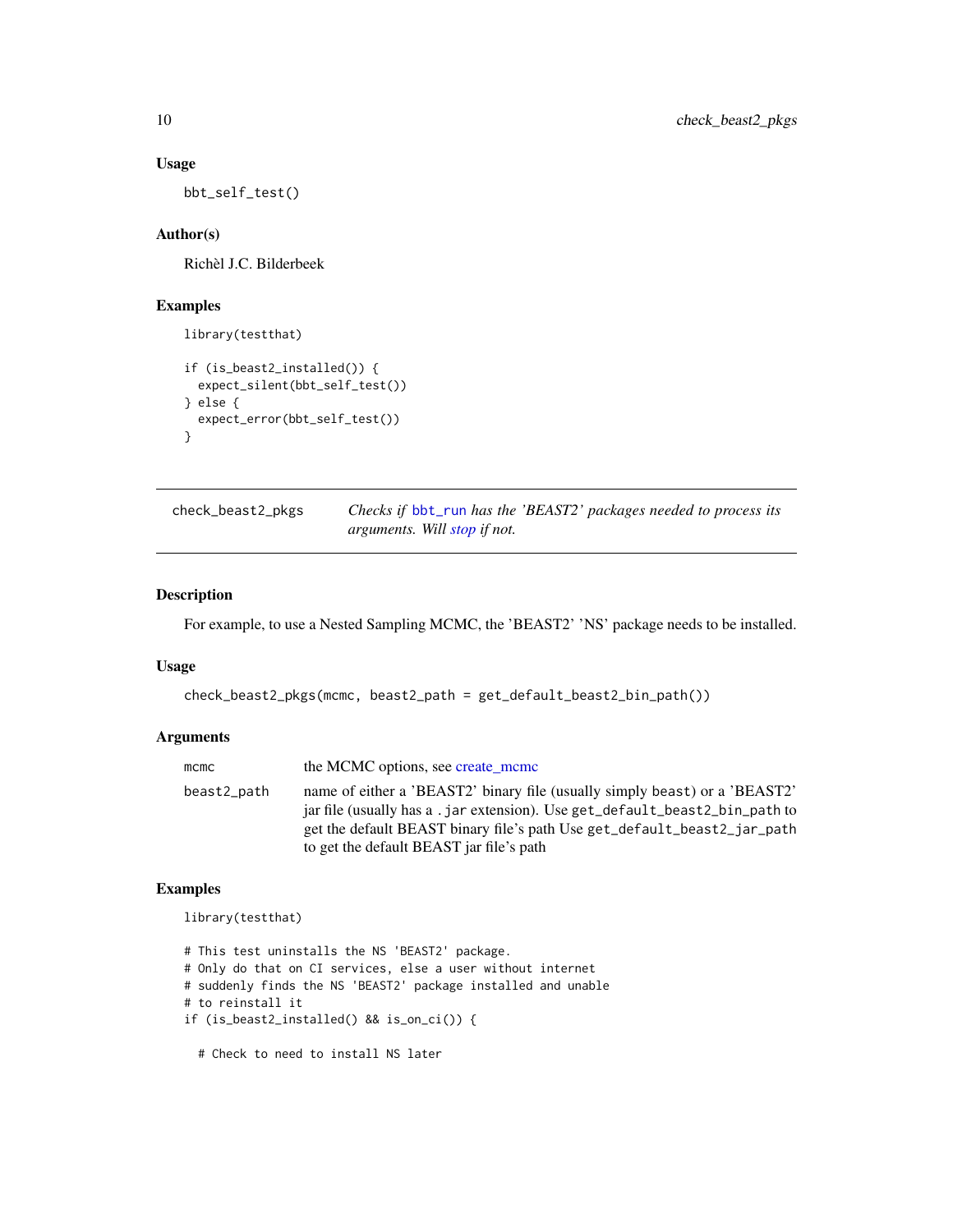### Usage

```
bbt_self_test()
```

### Author(s)

Richèl J.C. Bilderbeek

### Examples

```
library(testthat)

if (is_beast2_installed()) {
  expect_silent(bbt_self_test())
} else {
  expect_error(bbt_self_test())
}
```

---

## check_beast2_pkgs

*Checks if bbt_run has the 'BEAST2' packages needed to process its arguments. Will stop if not.*

### Description

For example, to use a Nested Sampling MCMC, the 'BEAST2' 'NS' package needs to be installed.

### Usage

```
check_beast2_pkgs(mcmc, beast2_path = get_default_beast2_bin_path())
```

### Arguments

| | |
|---|---|
| mcmc | the MCMC options, see create_mcmc |
| beast2_path | name of either a 'BEAST2' binary file (usually simply beast) or a 'BEAST2' jar file (usually has a .jar extension). Use get_default_beast2_bin_path to get the default BEAST binary file's path Use get_default_beast2_jar_path to get the default BEAST jar file's path |

### Examples

```
library(testthat)

# This test uninstalls the NS 'BEAST2' package.
# Only do that on CI services, else a user without internet
# suddenly finds the NS 'BEAST2' package installed and unable
# to reinstall it
if (is_beast2_installed() && is_on_ci()) {

  # Check to need to install NS later
```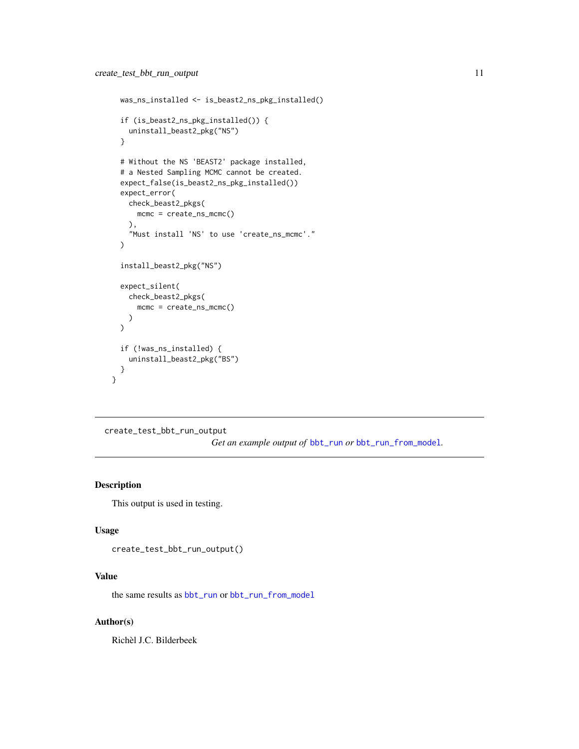```
  was_ns_installed <- is_beast2_ns_pkg_installed()

  if (is_beast2_ns_pkg_installed()) {
    uninstall_beast2_pkg("NS")
  }

  # Without the NS 'BEAST2' package installed,
  # a Nested Sampling MCMC cannot be created.
  expect_false(is_beast2_ns_pkg_installed())
  expect_error(
    check_beast2_pkgs(
      mcmc = create_ns_mcmc()
    ),
    "Must install 'NS' to use 'create_ns_mcmc'."
  )

  install_beast2_pkg("NS")

  expect_silent(
    check_beast2_pkgs(
      mcmc = create_ns_mcmc()
    )
  )

  if (!was_ns_installed) {
    uninstall_beast2_pkg("BS")
  }
}
```

---

## create_test_bbt_run_output

*Get an example output of* `bbt_run` *or* `bbt_run_from_model`.

---

### Description

This output is used in testing.

### Usage

```
create_test_bbt_run_output()
```

### Value

the same results as `bbt_run` or `bbt_run_from_model`

### Author(s)

Richèl J.C. Bilderbeek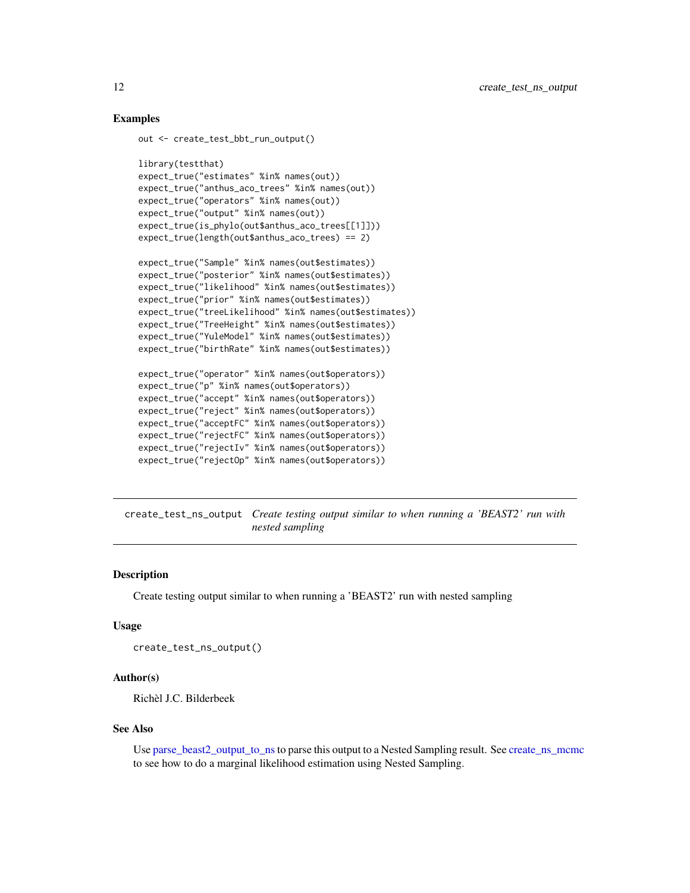## Examples

```
out <- create_test_bbt_run_output()

library(testthat)
expect_true("estimates" %in% names(out))
expect_true("anthus_aco_trees" %in% names(out))
expect_true("operators" %in% names(out))
expect_true("output" %in% names(out))
expect_true(is_phylo(out$anthus_aco_trees[[1]]))
expect_true(length(out$anthus_aco_trees) == 2)

expect_true("Sample" %in% names(out$estimates))
expect_true("posterior" %in% names(out$estimates))
expect_true("likelihood" %in% names(out$estimates))
expect_true("prior" %in% names(out$estimates))
expect_true("treeLikelihood" %in% names(out$estimates))
expect_true("TreeHeight" %in% names(out$estimates))
expect_true("YuleModel" %in% names(out$estimates))
expect_true("birthRate" %in% names(out$estimates))

expect_true("operator" %in% names(out$operators))
expect_true("p" %in% names(out$operators))
expect_true("accept" %in% names(out$operators))
expect_true("reject" %in% names(out$operators))
expect_true("acceptFC" %in% names(out$operators))
expect_true("rejectFC" %in% names(out$operators))
expect_true("rejectIv" %in% names(out$operators))
expect_true("rejectOp" %in% names(out$operators))
```

---

# create_test_ns_output *Create testing output similar to when running a 'BEAST2' run with nested sampling*

---

## Description

Create testing output similar to when running a 'BEAST2' run with nested sampling

## Usage

```
create_test_ns_output()
```

## Author(s)

Richèl J.C. Bilderbeek

## See Also

Use parse_beast2_output_to_ns to parse this output to a Nested Sampling result. See create_ns_mcmc to see how to do a marginal likelihood estimation using Nested Sampling.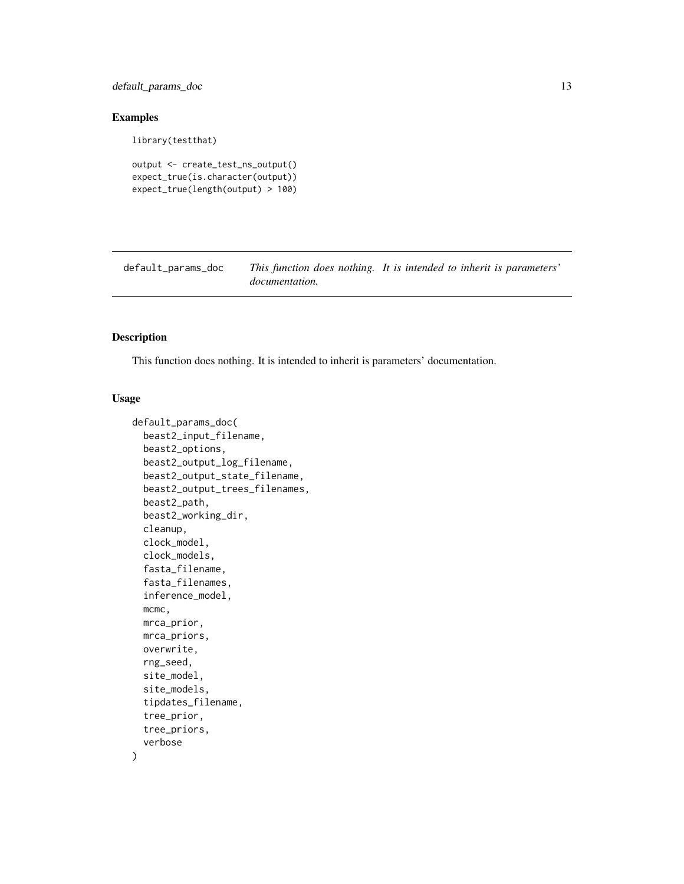## Examples

```
library(testthat)

output <- create_test_ns_output()
expect_true(is.character(output))
expect_true(length(output) > 100)
```

---

# default_params_doc

*This function does nothing. It is intended to inherit is parameters' documentation.*

---

## Description

This function does nothing. It is intended to inherit is parameters' documentation.

## Usage

```
default_params_doc(
  beast2_input_filename,
  beast2_options,
  beast2_output_log_filename,
  beast2_output_state_filename,
  beast2_output_trees_filenames,
  beast2_path,
  beast2_working_dir,
  cleanup,
  clock_model,
  clock_models,
  fasta_filename,
  fasta_filenames,
  inference_model,
  mcmc,
  mrca_prior,
  mrca_priors,
  overwrite,
  rng_seed,
  site_model,
  site_models,
  tipdates_filename,
  tree_prior,
  tree_priors,
  verbose
)
```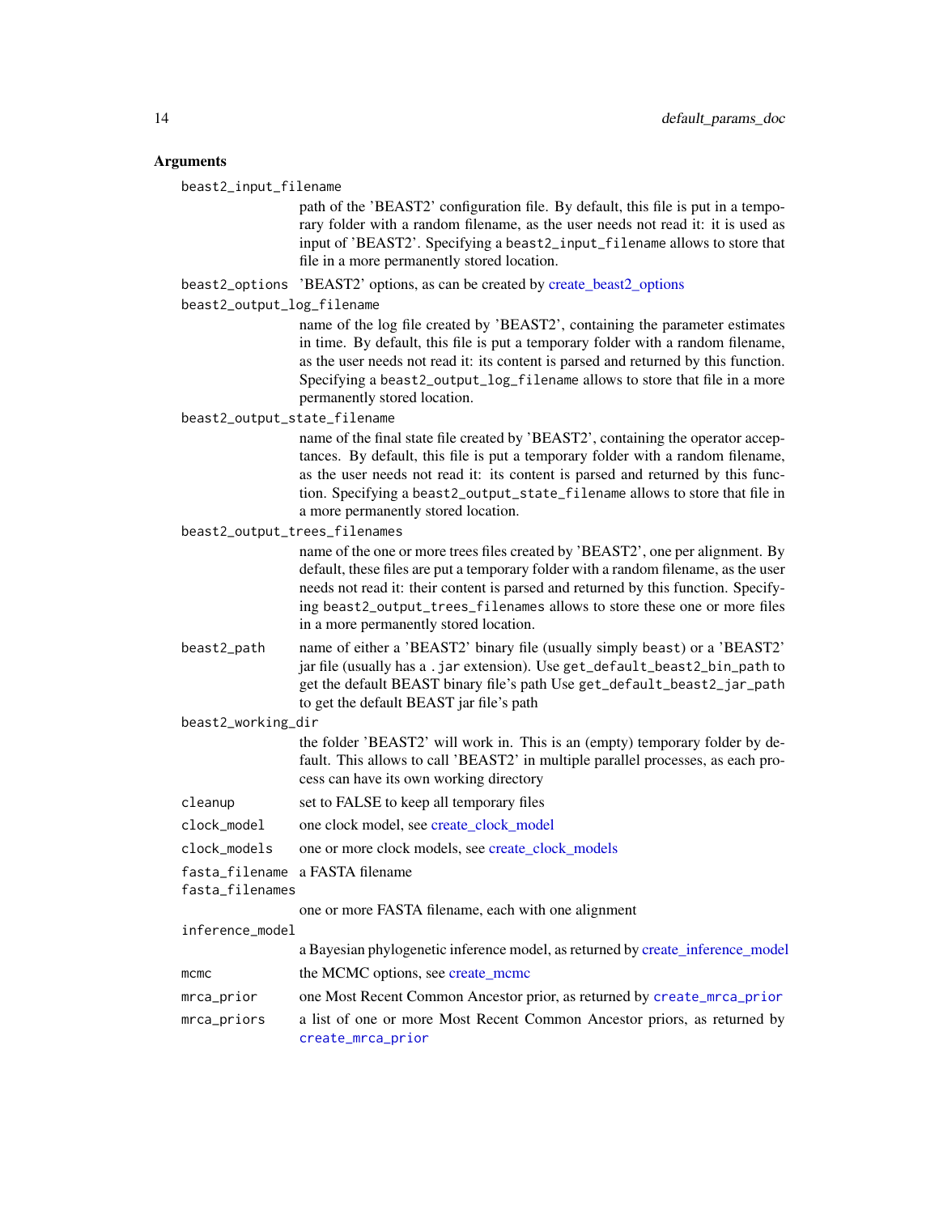## Arguments

`beast2_input_filename`
: path of the 'BEAST2' configuration file. By default, this file is put in a temporary folder with a random filename, as the user needs not read it: it is used as input of 'BEAST2'. Specifying a `beast2_input_filename` allows to store that file in a more permanently stored location.

`beast2_options`
: 'BEAST2' options, as can be created by create_beast2_options

`beast2_output_log_filename`
: name of the log file created by 'BEAST2', containing the parameter estimates in time. By default, this file is put a temporary folder with a random filename, as the user needs not read it: its content is parsed and returned by this function. Specifying a `beast2_output_log_filename` allows to store that file in a more permanently stored location.

`beast2_output_state_filename`
: name of the final state file created by 'BEAST2', containing the operator acceptances. By default, this file is put a temporary folder with a random filename, as the user needs not read it: its content is parsed and returned by this function. Specifying a `beast2_output_state_filename` allows to store that file in a more permanently stored location.

`beast2_output_trees_filenames`
: name of the one or more trees files created by 'BEAST2', one per alignment. By default, these files are put a temporary folder with a random filename, as the user needs not read it: their content is parsed and returned by this function. Specifying `beast2_output_trees_filenames` allows to store these one or more files in a more permanently stored location.

`beast2_path`
: name of either a 'BEAST2' binary file (usually simply `beast`) or a 'BEAST2' jar file (usually has a `.jar` extension). Use `get_default_beast2_bin_path` to get the default BEAST binary file's path Use `get_default_beast2_jar_path` to get the default BEAST jar file's path

`beast2_working_dir`
: the folder 'BEAST2' will work in. This is an (empty) temporary folder by default. This allows to call 'BEAST2' in multiple parallel processes, as each process can have its own working directory

`cleanup`
: set to FALSE to keep all temporary files

`clock_model`
: one clock model, see create_clock_model

`clock_models`
: one or more clock models, see create_clock_models

`fasta_filename`
: a FASTA filename

`fasta_filenames`
: one or more FASTA filename, each with one alignment

`inference_model`
: a Bayesian phylogenetic inference model, as returned by create_inference_model

`mcmc`
: the MCMC options, see create_mcmc

`mrca_prior`
: one Most Recent Common Ancestor prior, as returned by `create_mrca_prior`

`mrca_priors`
: a list of one or more Most Recent Common Ancestor priors, as returned by `create_mrca_prior`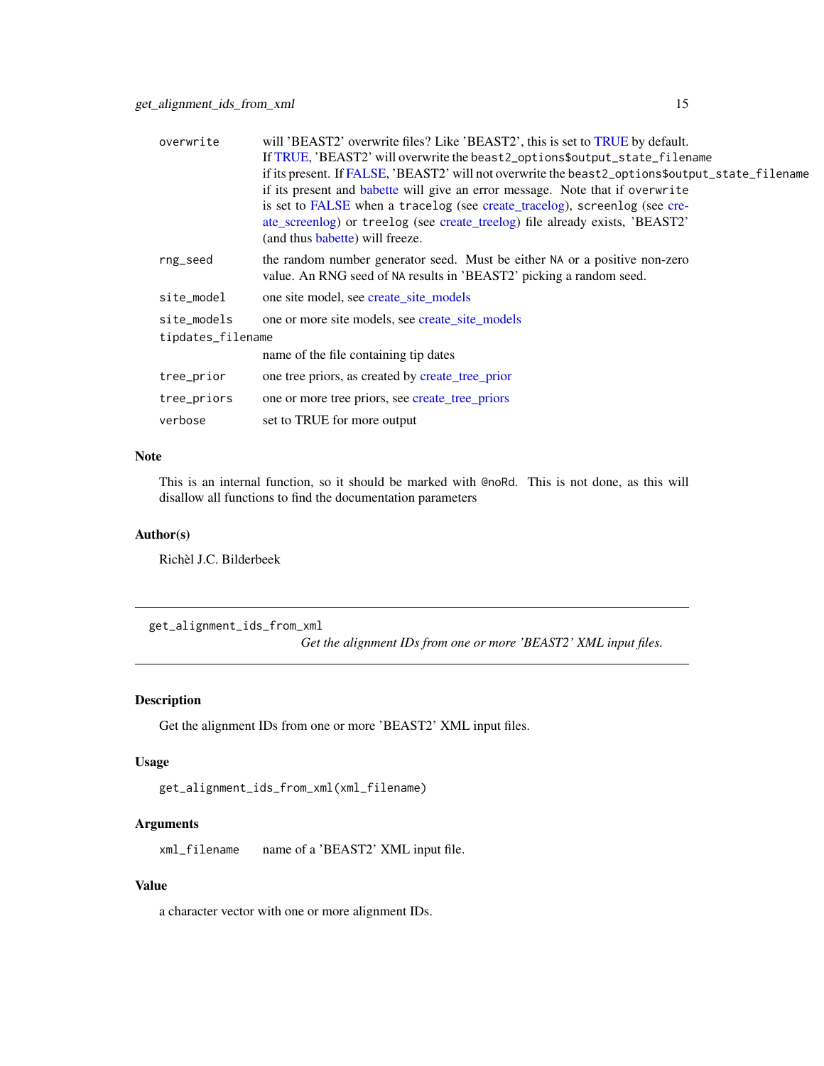| | |
|---|---|
| overwrite | will 'BEAST2' overwrite files? Like 'BEAST2', this is set to TRUE by default. If TRUE, 'BEAST2' will overwrite the `beast2_options$output_state_filename` if its present. If FALSE, 'BEAST2' will not overwrite the `beast2_options$output_state_filename` if its present and babette will give an error message. Note that if `overwrite` is set to FALSE when a `tracelog` (see create_tracelog), `screenlog` (see create_screenlog) or `treelog` (see create_treelog) file already exists, 'BEAST2' (and thus babette) will freeze. |
| rng_seed | the random number generator seed. Must be either `NA` or a positive non-zero value. An RNG seed of `NA` results in 'BEAST2' picking a random seed. |
| site_model | one site model, see create_site_models |
| site_models | one or more site models, see create_site_models |
| tipdates_filename | name of the file containing tip dates |
| tree_prior | one tree priors, as created by create_tree_prior |
| tree_priors | one or more tree priors, see create_tree_priors |
| verbose | set to TRUE for more output |

### Note

This is an internal function, so it should be marked with `@noRd`. This is not done, as this will disallow all functions to find the documentation parameters

### Author(s)

Richèl J.C. Bilderbeek

---

## get_alignment_ids_from_xml

*Get the alignment IDs from one or more 'BEAST2' XML input files.*

---

### Description

Get the alignment IDs from one or more 'BEAST2' XML input files.

### Usage

```
get_alignment_ids_from_xml(xml_filename)
```

### Arguments

| | |
|---|---|
| xml_filename | name of a 'BEAST2' XML input file. |

### Value

a character vector with one or more alignment IDs.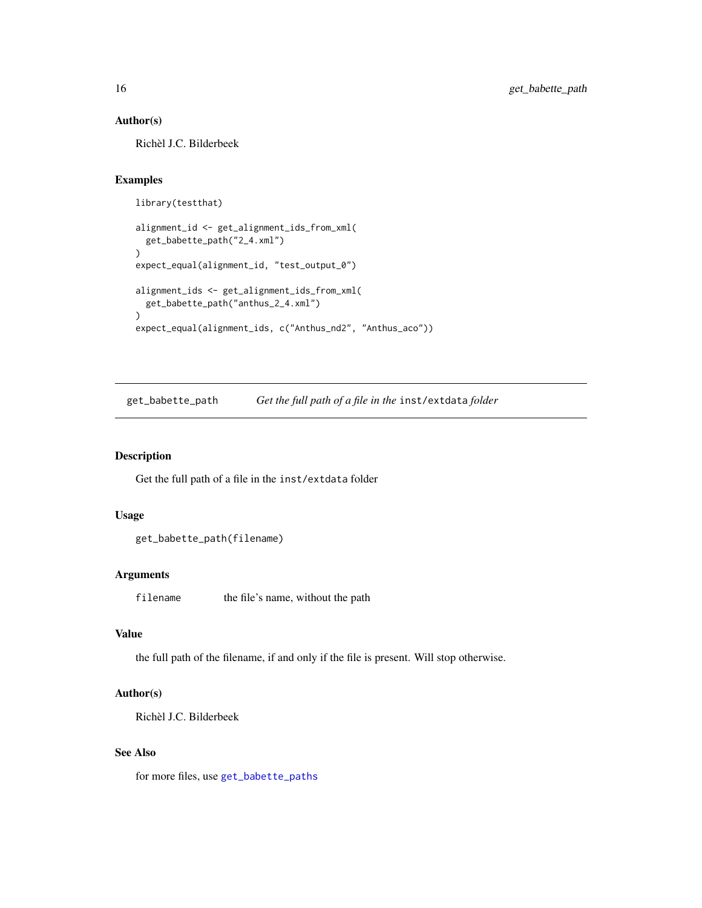### Author(s)

Richèl J.C. Bilderbeek

### Examples

```
library(testthat)

alignment_id <- get_alignment_ids_from_xml(
  get_babette_path("2_4.xml")
)
expect_equal(alignment_id, "test_output_0")

alignment_ids <- get_alignment_ids_from_xml(
  get_babette_path("anthus_2_4.xml")
)
expect_equal(alignment_ids, c("Anthus_nd2", "Anthus_aco"))
```

---

## get_babette_path — *Get the full path of a file in the* `inst/extdata` *folder*

---

### Description

Get the full path of a file in the `inst/extdata` folder

### Usage

```
get_babette_path(filename)
```

### Arguments

| | |
|---|---|
| `filename` | the file's name, without the path |

### Value

the full path of the filename, if and only if the file is present. Will stop otherwise.

### Author(s)

Richèl J.C. Bilderbeek

### See Also

for more files, use `get_babette_paths`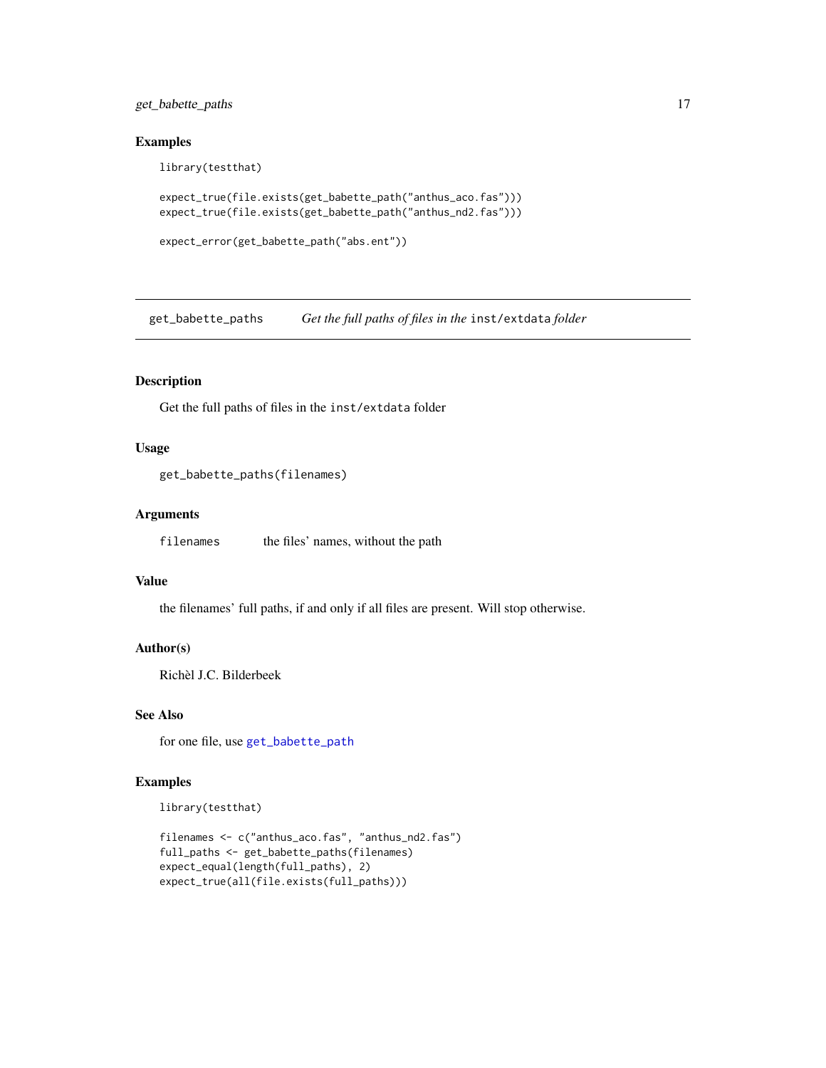### Examples

```
library(testthat)

expect_true(file.exists(get_babette_path("anthus_aco.fas")))
expect_true(file.exists(get_babette_path("anthus_nd2.fas")))

expect_error(get_babette_path("abs.ent"))
```

---

## get_babette_paths — *Get the full paths of files in the `inst/extdata` folder*

---

### Description

Get the full paths of files in the `inst/extdata` folder

### Usage

```
get_babette_paths(filenames)
```

### Arguments

| | |
|---|---|
| `filenames` | the files' names, without the path |

### Value

the filenames' full paths, if and only if all files are present. Will stop otherwise.

### Author(s)

Richèl J.C. Bilderbeek

### See Also

for one file, use `get_babette_path`

### Examples

```
library(testthat)

filenames <- c("anthus_aco.fas", "anthus_nd2.fas")
full_paths <- get_babette_paths(filenames)
expect_equal(length(full_paths), 2)
expect_true(all(file.exists(full_paths)))
```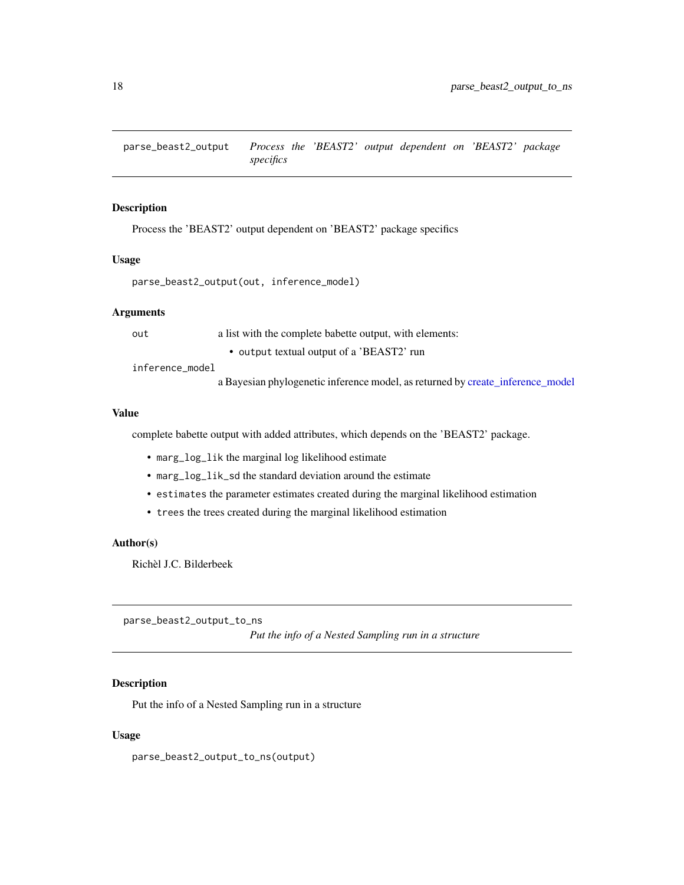## parse_beast2_output — *Process the 'BEAST2' output dependent on 'BEAST2' package specifics*

### Description

Process the 'BEAST2' output dependent on 'BEAST2' package specifics

### Usage

```
parse_beast2_output(out, inference_model)
```

### Arguments

- `out` — a list with the complete babette output, with elements:
  - `output` textual output of a 'BEAST2' run
- `inference_model` — a Bayesian phylogenetic inference model, as returned by create_inference_model

### Value

complete babette output with added attributes, which depends on the 'BEAST2' package.

- `marg_log_lik` the marginal log likelihood estimate
- `marg_log_lik_sd` the standard deviation around the estimate
- `estimates` the parameter estimates created during the marginal likelihood estimation
- `trees` the trees created during the marginal likelihood estimation

### Author(s)

Richèl J.C. Bilderbeek

## parse_beast2_output_to_ns — *Put the info of a Nested Sampling run in a structure*

### Description

Put the info of a Nested Sampling run in a structure

### Usage

```
parse_beast2_output_to_ns(output)
```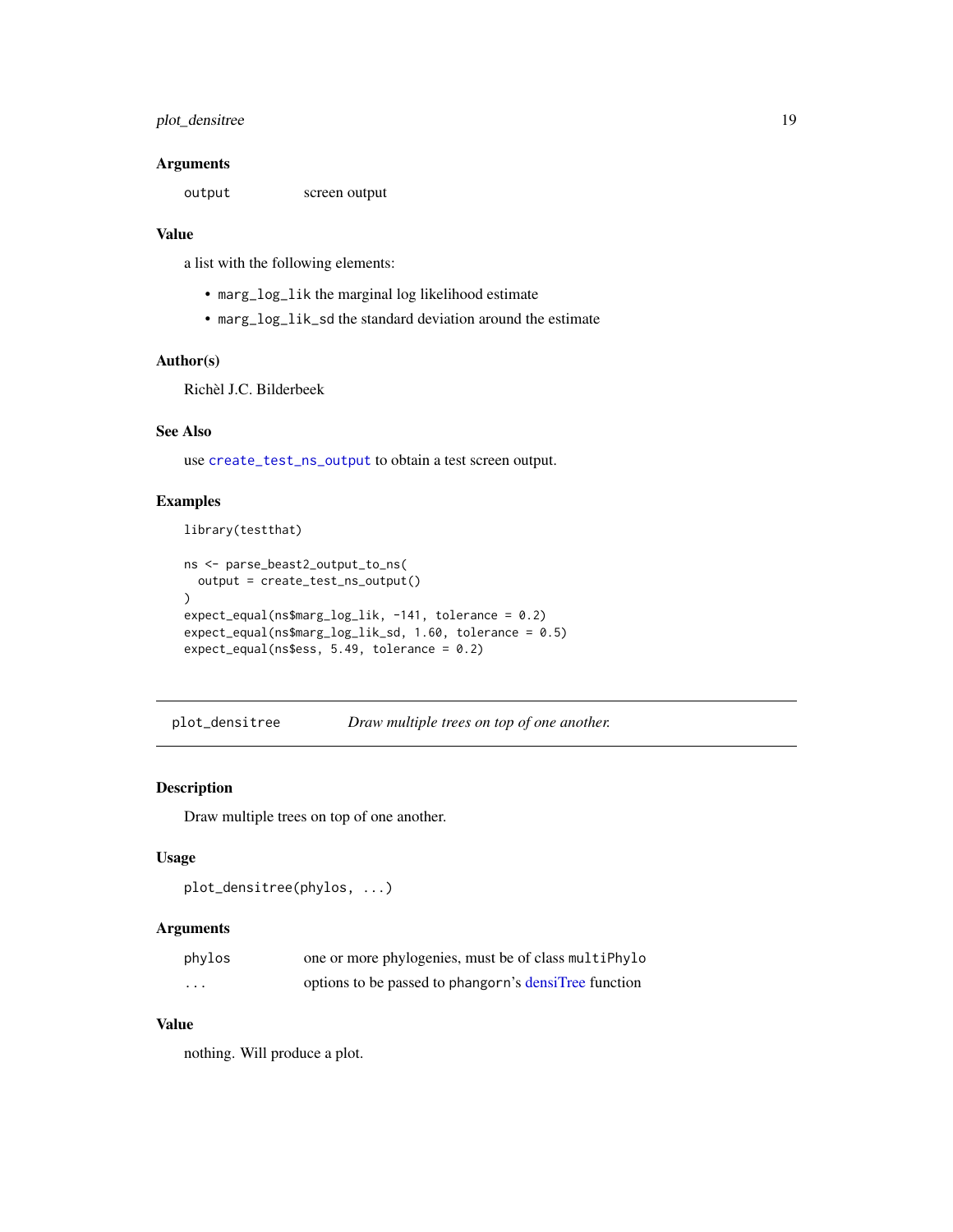## Arguments

| | |
|---|---|
| `output` | screen output |

## Value

a list with the following elements:

- `marg_log_lik` the marginal log likelihood estimate
- `marg_log_lik_sd` the standard deviation around the estimate

## Author(s)

Richèl J.C. Bilderbeek

## See Also

use `create_test_ns_output` to obtain a test screen output.

## Examples

```
library(testthat)

ns <- parse_beast2_output_to_ns(
  output = create_test_ns_output()
)
expect_equal(ns$marg_log_lik, -141, tolerance = 0.2)
expect_equal(ns$marg_log_lik_sd, 1.60, tolerance = 0.5)
expect_equal(ns$ess, 5.49, tolerance = 0.2)
```

---

# `plot_densitree` *Draw multiple trees on top of one another.*

---

## Description

Draw multiple trees on top of one another.

## Usage

```
plot_densitree(phylos, ...)
```

## Arguments

| | |
|---|---|
| `phylos` | one or more phylogenies, must be of class `multiPhylo` |
| `...` | options to be passed to `phangorn`'s densiTree function |

## Value

nothing. Will produce a plot.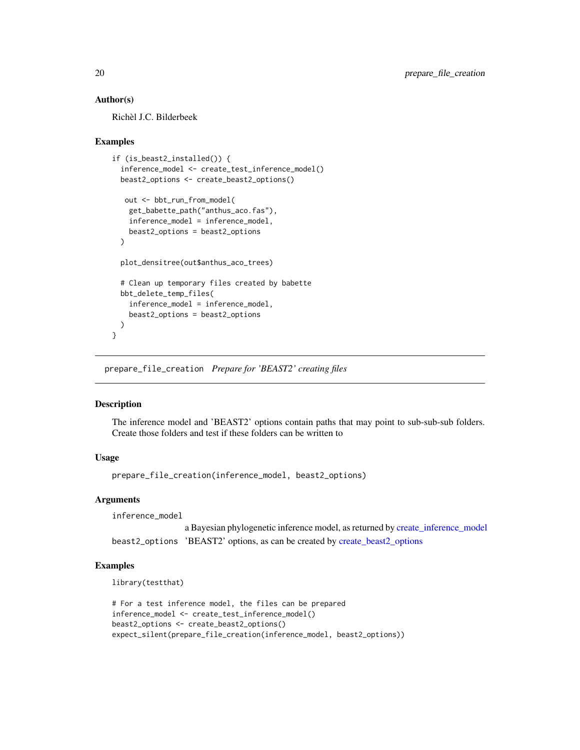### Author(s)

Richèl J.C. Bilderbeek

### Examples

```
if (is_beast2_installed()) {
  inference_model <- create_test_inference_model()
  beast2_options <- create_beast2_options()

   out <- bbt_run_from_model(
    get_babette_path("anthus_aco.fas"),
    inference_model = inference_model,
    beast2_options = beast2_options
  )

  plot_densitree(out$anthus_aco_trees)

  # Clean up temporary files created by babette
  bbt_delete_temp_files(
    inference_model = inference_model,
    beast2_options = beast2_options
  )
}
```

---

## prepare_file_creation *Prepare for 'BEAST2' creating files*

### Description

The inference model and 'BEAST2' options contain paths that may point to sub-sub-sub folders. Create those folders and test if these folders can be written to

### Usage

```
prepare_file_creation(inference_model, beast2_options)
```

### Arguments

| | |
|---|---|
| inference_model | a Bayesian phylogenetic inference model, as returned by create_inference_model |
| beast2_options | 'BEAST2' options, as can be created by create_beast2_options |

### Examples

```
library(testthat)

# For a test inference model, the files can be prepared
inference_model <- create_test_inference_model()
beast2_options <- create_beast2_options()
expect_silent(prepare_file_creation(inference_model, beast2_options))
```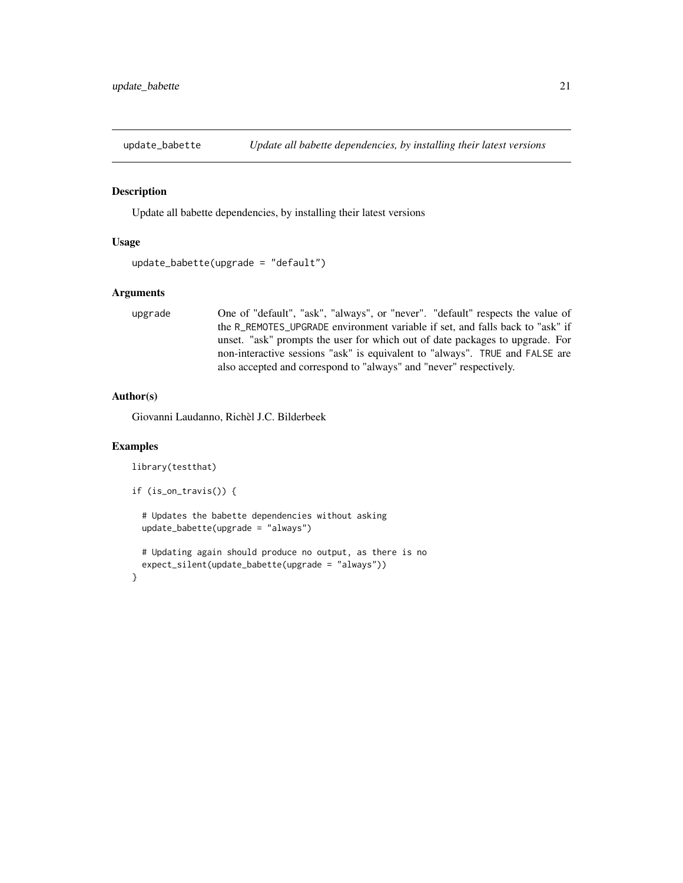## update_babette *Update all babette dependencies, by installing their latest versions*

### Description

Update all babette dependencies, by installing their latest versions

### Usage

```
update_babette(upgrade = "default")
```

### Arguments

| | |
|---|---|
| upgrade | One of "default", "ask", "always", or "never". "default" respects the value of the R_REMOTES_UPGRADE environment variable if set, and falls back to "ask" if unset. "ask" prompts the user for which out of date packages to upgrade. For non-interactive sessions "ask" is equivalent to "always". TRUE and FALSE are also accepted and correspond to "always" and "never" respectively. |

### Author(s)

Giovanni Laudanno, Richèl J.C. Bilderbeek

### Examples

```
library(testthat)

if (is_on_travis()) {

  # Updates the babette dependencies without asking
  update_babette(upgrade = "always")

  # Updating again should produce no output, as there is no
  expect_silent(update_babette(upgrade = "always"))
}
```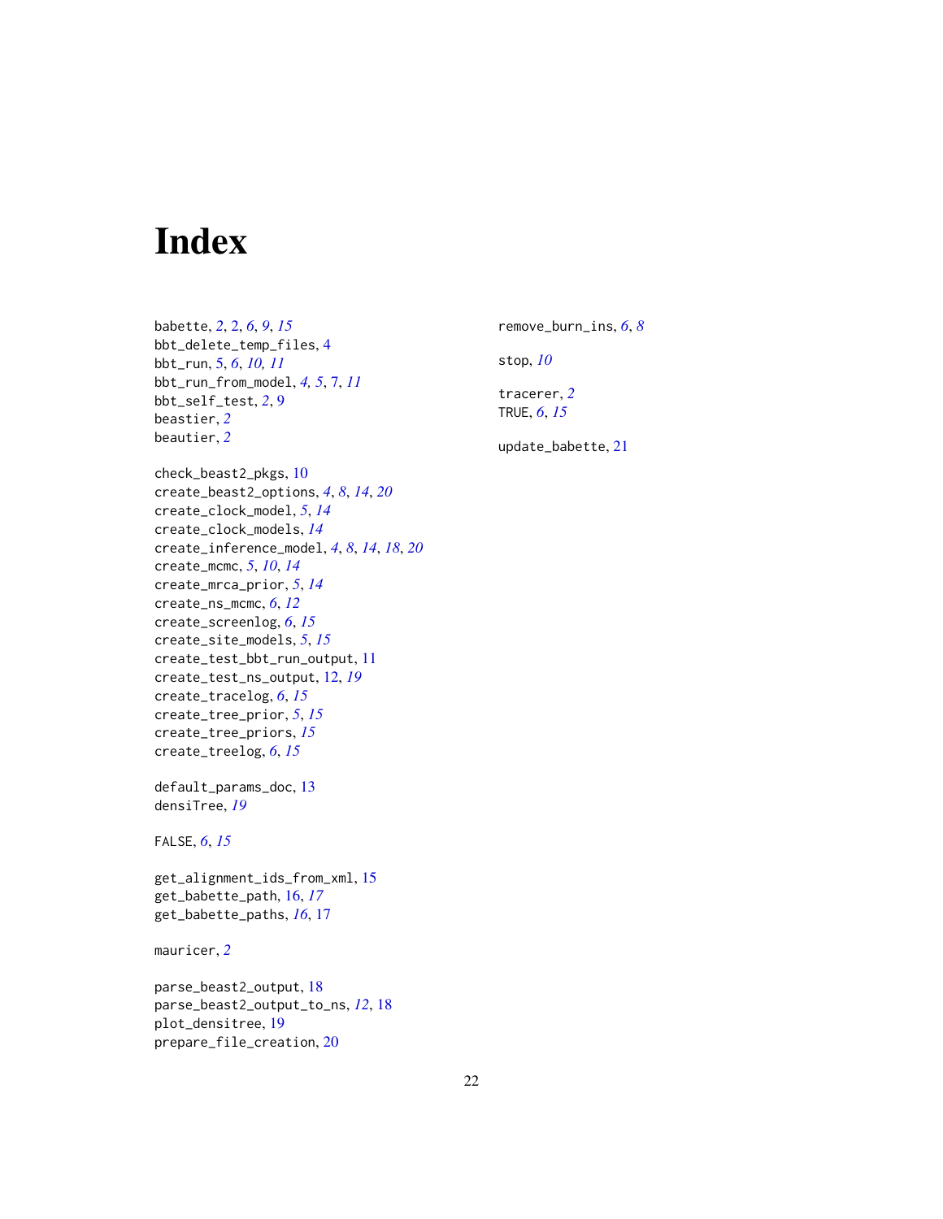# Index

babette, *2*, 2, *6*, *9*, *15*
bbt_delete_temp_files, 4
bbt_run, 5, *6*, *10, 11*
bbt_run_from_model, *4, 5*, 7, *11*
bbt_self_test, *2*, 9
beastier, *2*
beautier, *2*

check_beast2_pkgs, 10
create_beast2_options, *4*, *8*, *14*, *20*
create_clock_model, *5*, *14*
create_clock_models, *14*
create_inference_model, *4*, *8*, *14*, *18*, *20*
create_mcmc, *5*, *10*, *14*
create_mrca_prior, *5*, *14*
create_ns_mcmc, *6*, *12*
create_screenlog, *6*, *15*
create_site_models, *5*, *15*
create_test_bbt_run_output, 11
create_test_ns_output, 12, *19*
create_tracelog, *6*, *15*
create_tree_prior, *5*, *15*
create_tree_priors, *15*
create_treelog, *6*, *15*

default_params_doc, 13
densiTree, *19*

FALSE, *6*, *15*

get_alignment_ids_from_xml, 15
get_babette_path, 16, *17*
get_babette_paths, *16*, 17

mauricer, *2*

parse_beast2_output, 18
parse_beast2_output_to_ns, *12*, 18
plot_densitree, 19
prepare_file_creation, 20

remove_burn_ins, *6*, *8*

stop, *10*

tracerer, *2*
TRUE, *6*, *15*

update_babette, 21